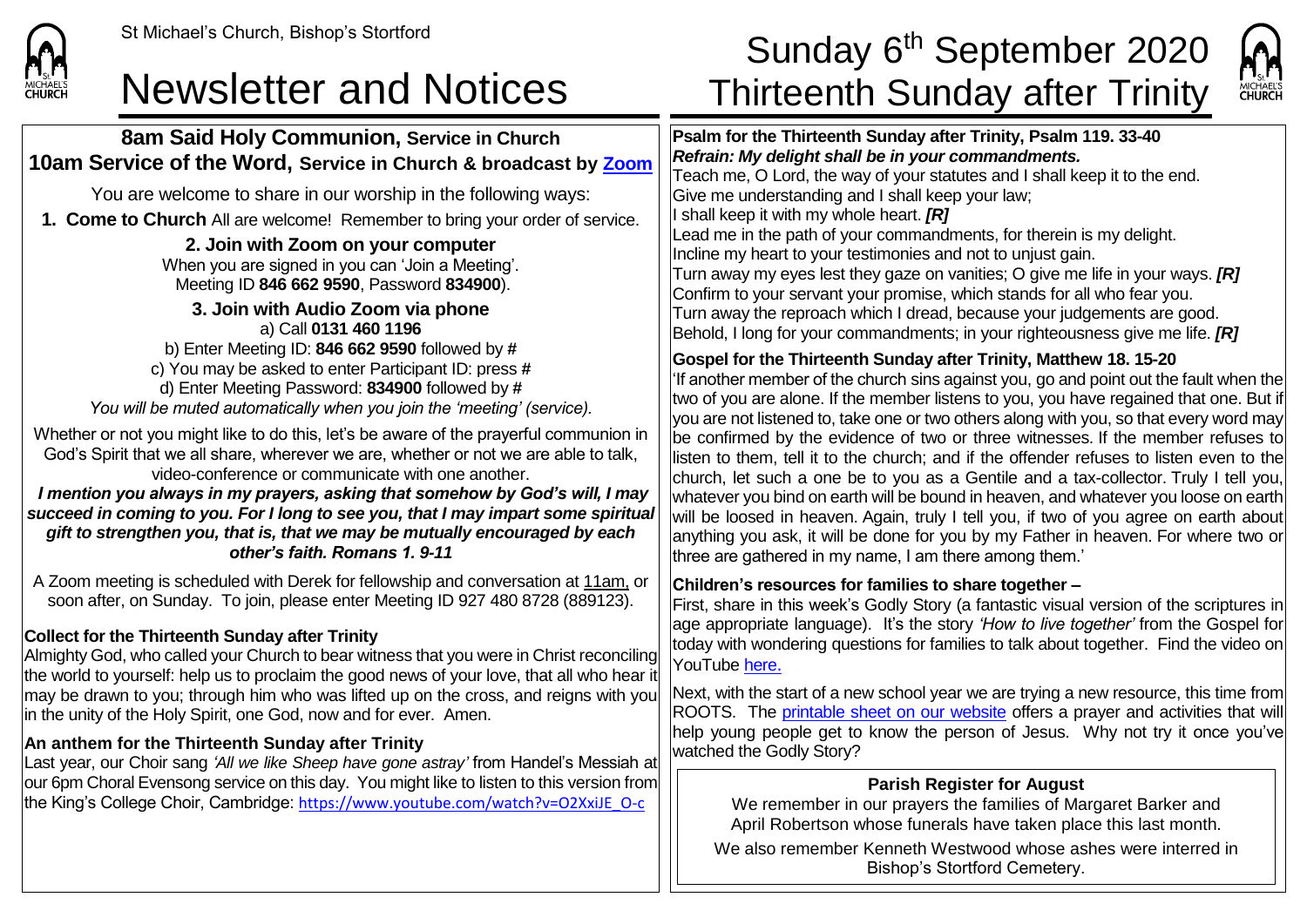St Michael's Church, Bishop's Stortford

# Newsletter and Notices

# Sunday 6th September 2020 Thirteenth Sunday after Trinity

## 8am Said Holy Communion, Service in Church
## 10am Service of the Word, Service in Church & broadcast by Zoom

You are welcome to share in our worship in the following ways:

**1. Come to Church** All are welcome! Remember to bring your order of service.

**2. Join with Zoom on your computer**
When you are signed in you can 'Join a Meeting'.
Meeting ID **846 662 9590**, Password **834900**).

**3. Join with Audio Zoom via phone**
a) Call **0131 460 1196**
b) Enter Meeting ID: **846 662 9590** followed by **#**
c) You may be asked to enter Participant ID: press **#**
d) Enter Meeting Password: **834900** followed by **#**
*You will be muted automatically when you join the 'meeting' (service).*

Whether or not you might like to do this, let's be aware of the prayerful communion in God's Spirit that we all share, wherever we are, whether or not we are able to talk, video-conference or communicate with one another.

***I mention you always in my prayers, asking that somehow by God's will, I may succeed in coming to you. For I long to see you, that I may impart some spiritual gift to strengthen you, that is, that we may be mutually encouraged by each other's faith. Romans 1. 9-11***

A Zoom meeting is scheduled with Derek for fellowship and conversation at 11am, or soon after, on Sunday. To join, please enter Meeting ID 927 480 8728 (889123).

**Collect for the Thirteenth Sunday after Trinity**
Almighty God, who called your Church to bear witness that you were in Christ reconciling the world to yourself: help us to proclaim the good news of your love, that all who hear it may be drawn to you; through him who was lifted up on the cross, and reigns with you in the unity of the Holy Spirit, one God, now and for ever. Amen.

**An anthem for the Thirteenth Sunday after Trinity**
Last year, our Choir sang *'All we like Sheep have gone astray'* from Handel's Messiah at our 6pm Choral Evensong service on this day. You might like to listen to this version from the King's College Choir, Cambridge: https://www.youtube.com/watch?v=O2XxiJE_O-c

**Psalm for the Thirteenth Sunday after Trinity, Psalm 119. 33-40**
***Refrain: My delight shall be in your commandments.***
Teach me, O Lord, the way of your statutes and I shall keep it to the end.
Give me understanding and I shall keep your law;
I shall keep it with my whole heart. ***[R]***
Lead me in the path of your commandments, for therein is my delight.
Incline my heart to your testimonies and not to unjust gain.
Turn away my eyes lest they gaze on vanities; O give me life in your ways. ***[R]***
Confirm to your servant your promise, which stands for all who fear you.
Turn away the reproach which I dread, because your judgements are good.
Behold, I long for your commandments; in your righteousness give me life. ***[R]***

**Gospel for the Thirteenth Sunday after Trinity, Matthew 18. 15-20**
'If another member of the church sins against you, go and point out the fault when the two of you are alone. If the member listens to you, you have regained that one. But if you are not listened to, take one or two others along with you, so that every word may be confirmed by the evidence of two or three witnesses. If the member refuses to listen to them, tell it to the church; and if the offender refuses to listen even to the church, let such a one be to you as a Gentile and a tax-collector. Truly I tell you, whatever you bind on earth will be bound in heaven, and whatever you loose on earth will be loosed in heaven. Again, truly I tell you, if two of you agree on earth about anything you ask, it will be done for you by my Father in heaven. For where two or three are gathered in my name, I am there among them.'

**Children's resources for families to share together –**
First, share in this week's Godly Story (a fantastic visual version of the scriptures in age appropriate language). It's the story *'How to live together'* from the Gospel for today with wondering questions for families to talk about together. Find the video on YouTube here.

Next, with the start of a new school year we are trying a new resource, this time from ROOTS. The printable sheet on our website offers a prayer and activities that will help young people get to know the person of Jesus. Why not try it once you've watched the Godly Story?

**Parish Register for August**
We remember in our prayers the families of Margaret Barker and April Robertson whose funerals have taken place this last month.
We also remember Kenneth Westwood whose ashes were interred in Bishop's Stortford Cemetery.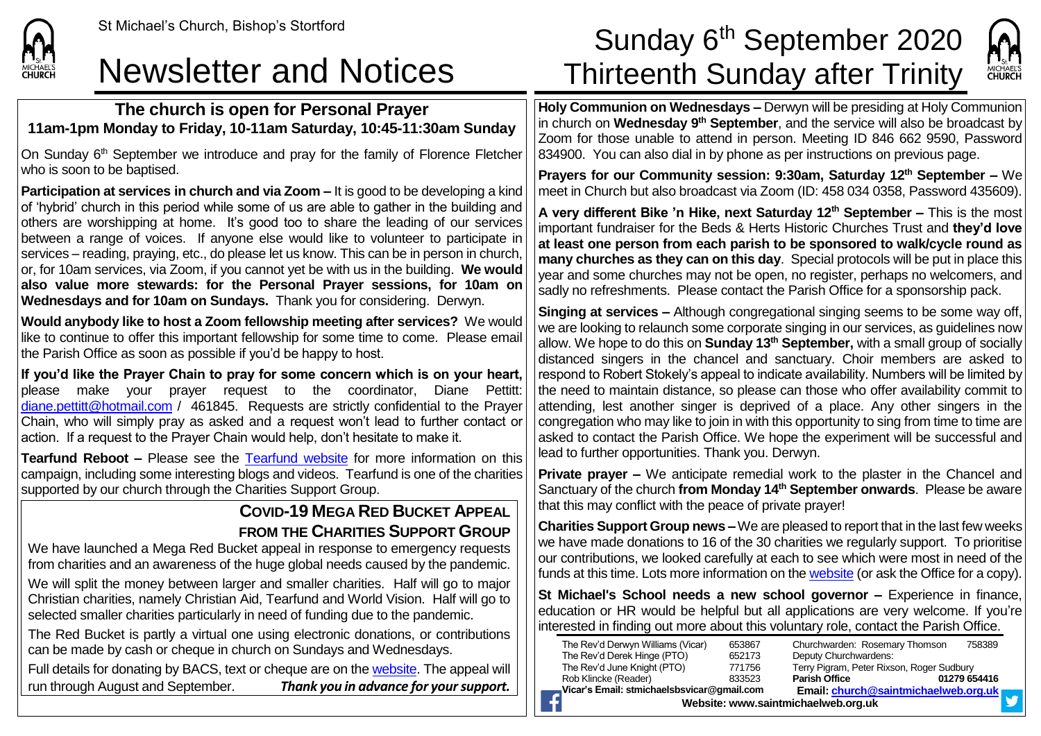St Michael's Church, Bishop's Stortford

# Newsletter and Notices

# Sunday 6th September 2020 Thirteenth Sunday after Trinity

## The church is open for Personal Prayer

**11am-1pm Monday to Friday, 10-11am Saturday, 10:45-11:30am Sunday**

On Sunday 6th September we introduce and pray for the family of Florence Fletcher who is soon to be baptised.

**Participation at services in church and via Zoom –** It is good to be developing a kind of 'hybrid' church in this period while some of us are able to gather in the building and others are worshipping at home. It's good too to share the leading of our services between a range of voices. If anyone else would like to volunteer to participate in services – reading, praying, etc., do please let us know. This can be in person in church, or, for 10am services, via Zoom, if you cannot yet be with us in the building. **We would also value more stewards: for the Personal Prayer sessions, for 10am on Wednesdays and for 10am on Sundays.** Thank you for considering. Derwyn.

**Would anybody like to host a Zoom fellowship meeting after services?** We would like to continue to offer this important fellowship for some time to come. Please email the Parish Office as soon as possible if you'd be happy to host.

**If you'd like the Prayer Chain to pray for some concern which is on your heart,** please make your prayer request to the coordinator, Diane Pettitt: diane.pettitt@hotmail.com / 461845. Requests are strictly confidential to the Prayer Chain, who will simply pray as asked and a request won't lead to further contact or action. If a request to the Prayer Chain would help, don't hesitate to make it.

**Tearfund Reboot –** Please see the Tearfund website for more information on this campaign, including some interesting blogs and videos. Tearfund is one of the charities supported by our church through the Charities Support Group.

### COVID-19 MEGA RED BUCKET APPEAL FROM THE CHARITIES SUPPORT GROUP

We have launched a Mega Red Bucket appeal in response to emergency requests from charities and an awareness of the huge global needs caused by the pandemic.

We will split the money between larger and smaller charities. Half will go to major Christian charities, namely Christian Aid, Tearfund and World Vision. Half will go to selected smaller charities particularly in need of funding due to the pandemic.

The Red Bucket is partly a virtual one using electronic donations, or contributions can be made by cash or cheque in church on Sundays and Wednesdays.

Full details for donating by BACS, text or cheque are on the website. The appeal will run through August and September. ***Thank you in advance for your support.***

**Holy Communion on Wednesdays –** Derwyn will be presiding at Holy Communion in church on **Wednesday 9th September**, and the service will also be broadcast by Zoom for those unable to attend in person. Meeting ID 846 662 9590, Password 834900. You can also dial in by phone as per instructions on previous page.

**Prayers for our Community session: 9:30am, Saturday 12th September –** We meet in Church but also broadcast via Zoom (ID: 458 034 0358, Password 435609).

**A very different Bike 'n Hike, next Saturday 12th September –** This is the most important fundraiser for the Beds & Herts Historic Churches Trust and **they'd love at least one person from each parish to be sponsored to walk/cycle round as many churches as they can on this day**. Special protocols will be put in place this year and some churches may not be open, no register, perhaps no welcomers, and sadly no refreshments. Please contact the Parish Office for a sponsorship pack.

**Singing at services –** Although congregational singing seems to be some way off, we are looking to relaunch some corporate singing in our services, as guidelines now allow. We hope to do this on **Sunday 13th September,** with a small group of socially distanced singers in the chancel and sanctuary. Choir members are asked to respond to Robert Stokely's appeal to indicate availability. Numbers will be limited by the need to maintain distance, so please can those who offer availability commit to attending, lest another singer is deprived of a place. Any other singers in the congregation who may like to join in with this opportunity to sing from time to time are asked to contact the Parish Office. We hope the experiment will be successful and lead to further opportunities. Thank you. Derwyn.

**Private prayer –** We anticipate remedial work to the plaster in the Chancel and Sanctuary of the church **from Monday 14th September onwards**. Please be aware that this may conflict with the peace of private prayer!

**Charities Support Group news –** We are pleased to report that in the last few weeks we have made donations to 16 of the 30 charities we regularly support. To prioritise our contributions, we looked carefully at each to see which were most in need of the funds at this time. Lots more information on the website (or ask the Office for a copy).

**St Michael's School needs a new school governor –** Experience in finance, education or HR would be helpful but all applications are very welcome. If you're interested in finding out more about this voluntary role, contact the Parish Office.

| | | | |
|---|---|---|---|
| The Rev'd Derwyn Williams (Vicar) | 653867 | Churchwarden: Rosemary Thomson | 758389 |
| The Rev'd Derek Hinge (PTO) | 652173 | Deputy Churchwardens: | |
| The Rev'd June Knight (PTO) | 771756 | Terry Pigram, Peter Rixson, Roger Sudbury | |
| Rob Klincke (Reader) | 833523 | **Parish Office** | **01279 654416** |
| **Vicar's Email: stmichaelsbsvicar@gmail.com** | | **Email: church@saintmichaelweb.org.uk** | |

**Website: www.saintmichaelweb.org.uk**